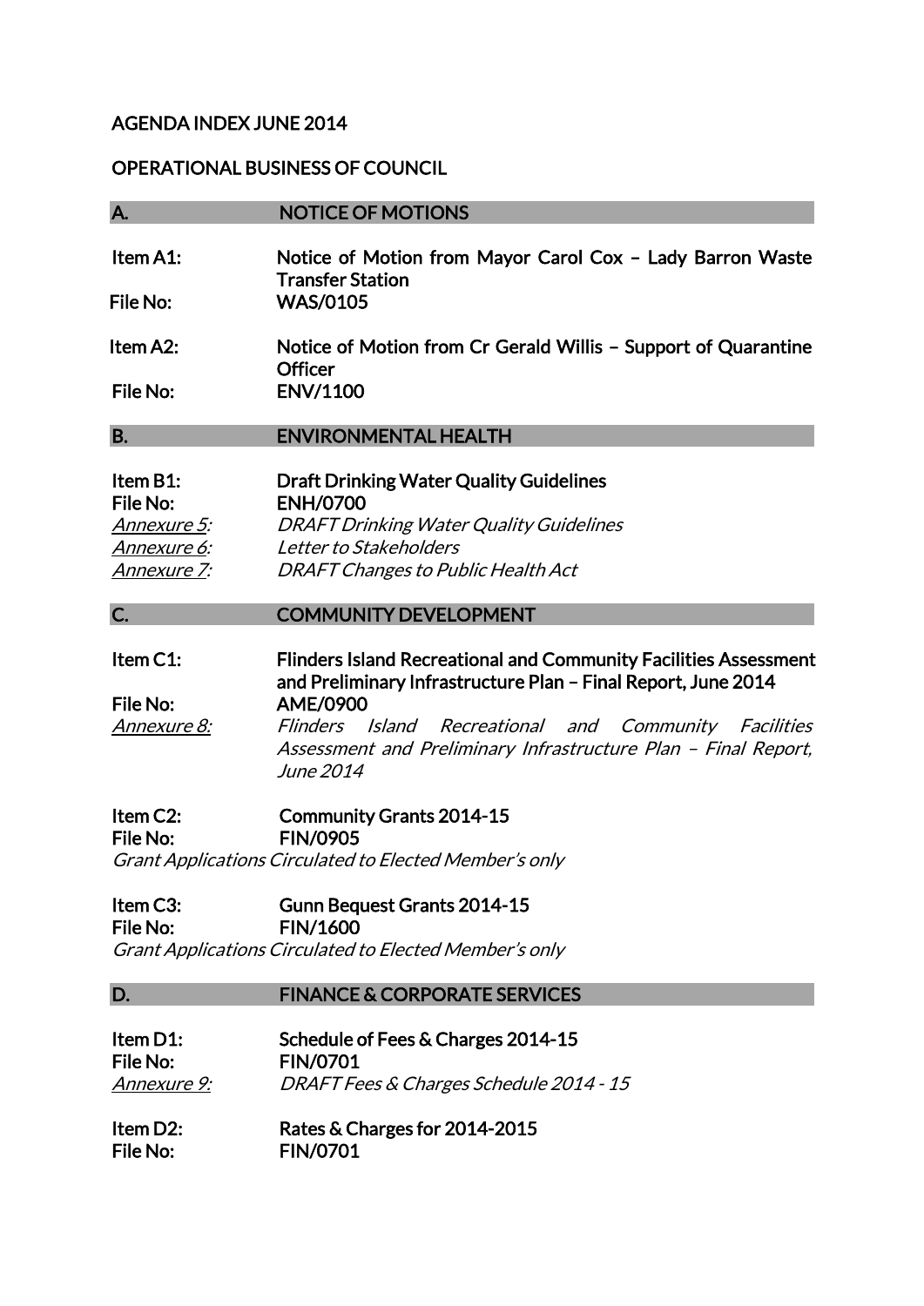# AGENDA INDEX JUNE 2014

## OPERATIONAL BUSINESS OF COUNCIL

### A. NOTICE OF MOTIONS

**Item A1:** Notice of Motion from Mayor Carol Cox – Lady Barron Waste Transfer Station
**File No:** WAS/0105

**Item A2:** Notice of Motion from Cr Gerald Willis – Support of Quarantine Officer
**File No:** ENV/1100

### B. ENVIRONMENTAL HEALTH

**Item B1:** Draft Drinking Water Quality Guidelines
**File No:** ENH/0700
*Annexure 5:* *DRAFT Drinking Water Quality Guidelines*
*Annexure 6:* *Letter to Stakeholders*
*Annexure 7:* *DRAFT Changes to Public Health Act*

### C. COMMUNITY DEVELOPMENT

**Item C1:** Flinders Island Recreational and Community Facilities Assessment and Preliminary Infrastructure Plan – Final Report, June 2014
**File No:** AME/0900
*Annexure 8:* *Flinders Island Recreational and Community Facilities Assessment and Preliminary Infrastructure Plan – Final Report, June 2014*

**Item C2:** Community Grants 2014-15
**File No:** FIN/0905
*Grant Applications Circulated to Elected Member's only*

**Item C3:** Gunn Bequest Grants 2014-15
**File No:** FIN/1600
*Grant Applications Circulated to Elected Member's only*

### D. FINANCE & CORPORATE SERVICES

**Item D1:** Schedule of Fees & Charges 2014-15
**File No:** FIN/0701
*Annexure 9:* *DRAFT Fees & Charges Schedule 2014 - 15*

**Item D2:** Rates & Charges for 2014-2015
**File No:** FIN/0701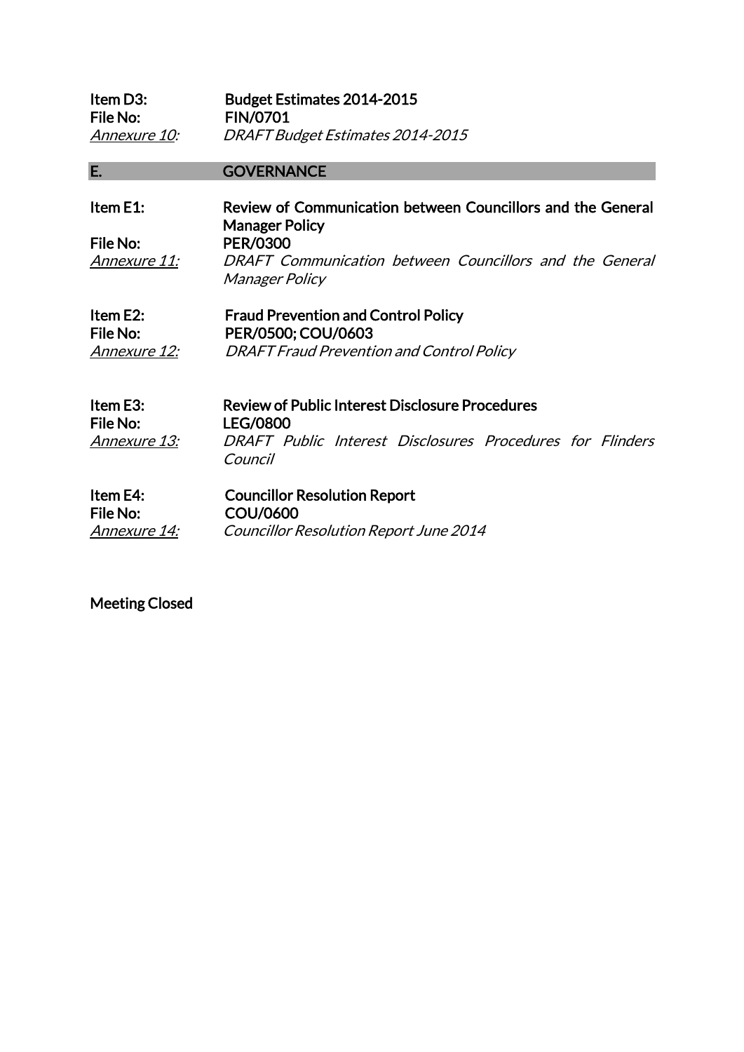**Item D3:** **Budget Estimates 2014-2015**
**File No:** **FIN/0701**
*Annexure 10:* *DRAFT Budget Estimates 2014-2015*

## E. GOVERNANCE

**Item E1:** **Review of Communication between Councillors and the General Manager Policy**
**File No:** **PER/0300**
*Annexure 11:* *DRAFT Communication between Councillors and the General Manager Policy*

**Item E2:** **Fraud Prevention and Control Policy**
**File No:** **PER/0500; COU/0603**
*Annexure 12:* *DRAFT Fraud Prevention and Control Policy*

**Item E3:** **Review of Public Interest Disclosure Procedures**
**File No:** **LEG/0800**
*Annexure 13:* *DRAFT Public Interest Disclosures Procedures for Flinders Council*

**Item E4:** **Councillor Resolution Report**
**File No:** **COU/0600**
*Annexure 14:* *Councillor Resolution Report June 2014*

**Meeting Closed**